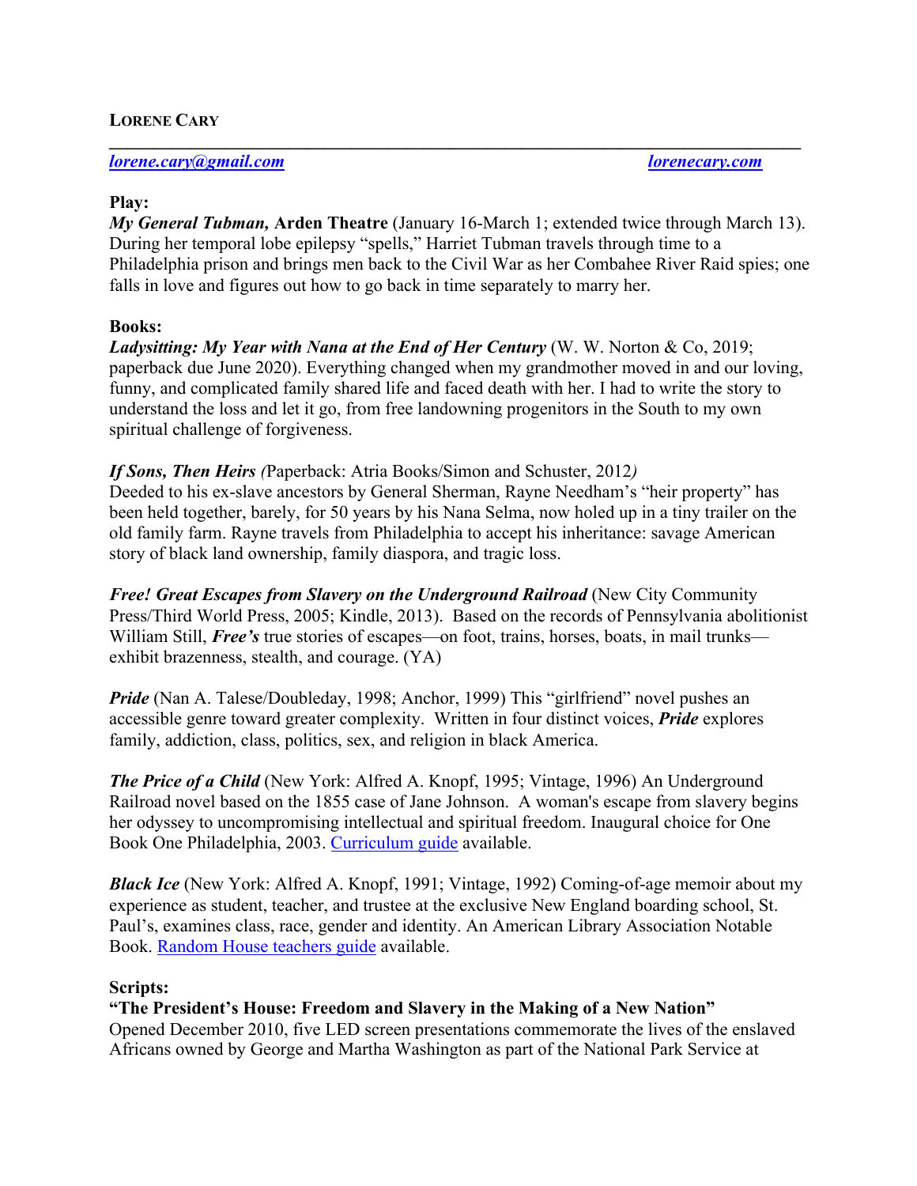**LORENE CARY**

---

[*lorene.cary@gmail.com*](mailto:lorene.cary@gmail.com) [*lorenecary.com*](http://lorenecary.com)

**Play:**

***My General Tubman,* Arden Theatre** (January 16-March 1; extended twice through March 13). During her temporal lobe epilepsy "spells," Harriet Tubman travels through time to a Philadelphia prison and brings men back to the Civil War as her Combahee River Raid spies; one falls in love and figures out how to go back in time separately to marry her.

**Books:**

***Ladysitting: My Year with Nana at the End of Her Century*** (W. W. Norton & Co, 2019; paperback due June 2020). Everything changed when my grandmother moved in and our loving, funny, and complicated family shared life and faced death with her. I had to write the story to understand the loss and let it go, from free landowning progenitors in the South to my own spiritual challenge of forgiveness.

***If Sons, Then Heirs*** *(*Paperback: Atria Books/Simon and Schuster, 2012*)*
Deeded to his ex-slave ancestors by General Sherman, Rayne Needham's "heir property" has been held together, barely, for 50 years by his Nana Selma, now holed up in a tiny trailer on the old family farm. Rayne travels from Philadelphia to accept his inheritance: savage American story of black land ownership, family diaspora, and tragic loss.

***Free! Great Escapes from Slavery on the Underground Railroad*** (New City Community Press/Third World Press, 2005; Kindle, 2013). Based on the records of Pennsylvania abolitionist William Still, ***Free's*** true stories of escapes—on foot, trains, horses, boats, in mail trunks—exhibit brazenness, stealth, and courage. (YA)

***Pride*** (Nan A. Talese/Doubleday, 1998; Anchor, 1999) This "girlfriend" novel pushes an accessible genre toward greater complexity. Written in four distinct voices, ***Pride*** explores family, addiction, class, politics, sex, and religion in black America.

***The Price of a Child*** (New York: Alfred A. Knopf, 1995; Vintage, 1996) An Underground Railroad novel based on the 1855 case of Jane Johnson. A woman's escape from slavery begins her odyssey to uncompromising intellectual and spiritual freedom. Inaugural choice for One Book One Philadelphia, 2003. Curriculum guide available.

***Black Ice*** (New York: Alfred A. Knopf, 1991; Vintage, 1992) Coming-of-age memoir about my experience as student, teacher, and trustee at the exclusive New England boarding school, St. Paul's, examines class, race, gender and identity. An American Library Association Notable Book. Random House teachers guide available.

**Scripts:**

**"The President's House: Freedom and Slavery in the Making of a New Nation"**
Opened December 2010, five LED screen presentations commemorate the lives of the enslaved Africans owned by George and Martha Washington as part of the National Park Service at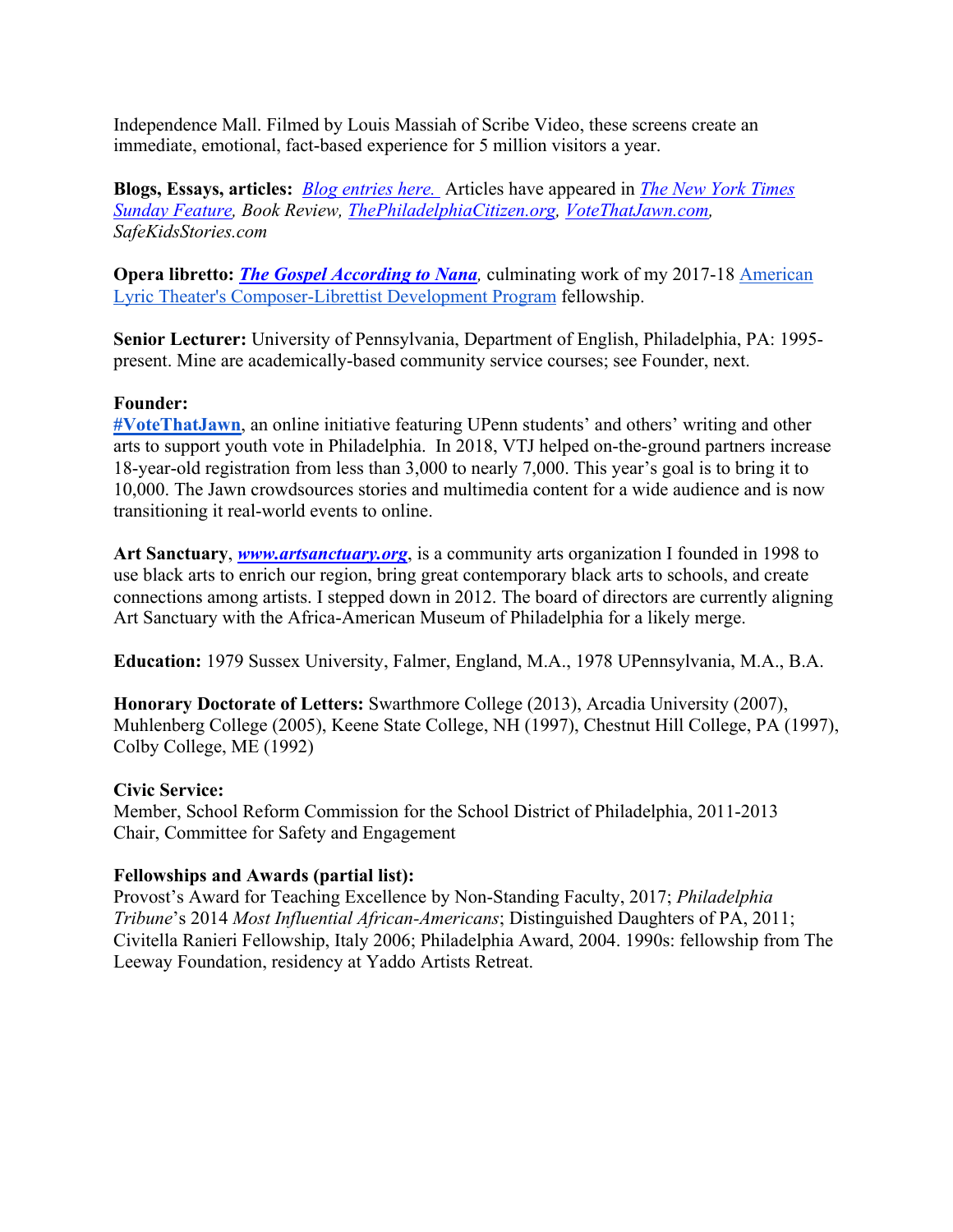Independence Mall. Filmed by Louis Massiah of Scribe Video, these screens create an immediate, emotional, fact-based experience for 5 million visitors a year.

**Blogs, Essays, articles:** *Blog entries here.* Articles have appeared in *The New York Times Sunday Feature, Book Review, ThePhiladelphiaCitizen.org, VoteThatJawn.com, SafeKidsStories.com*

**Opera libretto:** ***The Gospel According to Nana**,* culminating work of my 2017-18 American Lyric Theater's Composer-Librettist Development Program fellowship.

**Senior Lecturer:** University of Pennsylvania, Department of English, Philadelphia, PA: 1995-present. Mine are academically-based community service courses; see Founder, next.

**Founder:**
**#VoteThatJawn**, an online initiative featuring UPenn students' and others' writing and other arts to support youth vote in Philadelphia. In 2018, VTJ helped on-the-ground partners increase 18-year-old registration from less than 3,000 to nearly 7,000. This year's goal is to bring it to 10,000. The Jawn crowdsources stories and multimedia content for a wide audience and is now transitioning it real-world events to online.

**Art Sanctuary**, ***www.artsanctuary.org***, is a community arts organization I founded in 1998 to use black arts to enrich our region, bring great contemporary black arts to schools, and create connections among artists. I stepped down in 2012. The board of directors are currently aligning Art Sanctuary with the Africa-American Museum of Philadelphia for a likely merge.

**Education:** 1979 Sussex University, Falmer, England, M.A., 1978 UPennsylvania, M.A., B.A.

**Honorary Doctorate of Letters:** Swarthmore College (2013), Arcadia University (2007), Muhlenberg College (2005), Keene State College, NH (1997), Chestnut Hill College, PA (1997), Colby College, ME (1992)

**Civic Service:**
Member, School Reform Commission for the School District of Philadelphia, 2011-2013
Chair, Committee for Safety and Engagement

**Fellowships and Awards (partial list):**
Provost's Award for Teaching Excellence by Non-Standing Faculty, 2017; *Philadelphia Tribune*'s 2014 *Most Influential African-Americans*; Distinguished Daughters of PA, 2011; Civitella Ranieri Fellowship, Italy 2006; Philadelphia Award, 2004. 1990s: fellowship from The Leeway Foundation, residency at Yaddo Artists Retreat.